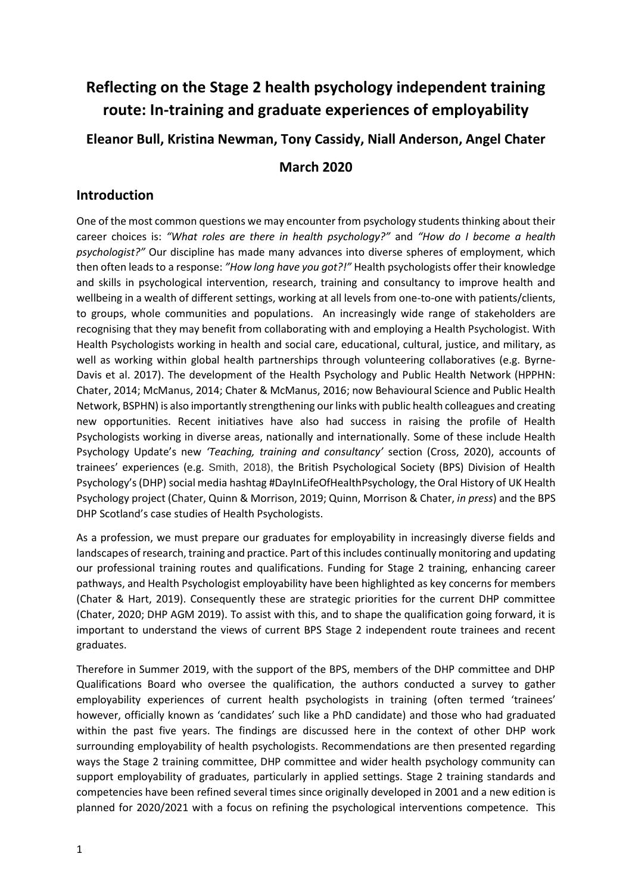# Reflecting on the Stage 2 health psychology independent training route: In-training and graduate experiences of employability

**Eleanor Bull, Kristina Newman, Tony Cassidy, Niall Anderson, Angel Chater**

**March 2020**

## Introduction

One of the most common questions we may encounter from psychology students thinking about their career choices is: *"What roles are there in health psychology?"* and *"How do I become a health psychologist?"* Our discipline has made many advances into diverse spheres of employment, which then often leads to a response: *"How long have you got?!"* Health psychologists offer their knowledge and skills in psychological intervention, research, training and consultancy to improve health and wellbeing in a wealth of different settings, working at all levels from one-to-one with patients/clients, to groups, whole communities and populations. An increasingly wide range of stakeholders are recognising that they may benefit from collaborating with and employing a Health Psychologist. With Health Psychologists working in health and social care, educational, cultural, justice, and military, as well as working within global health partnerships through volunteering collaboratives (e.g. Byrne-Davis et al. 2017). The development of the Health Psychology and Public Health Network (HPPHN: Chater, 2014; McManus, 2014; Chater & McManus, 2016; now Behavioural Science and Public Health Network, BSPHN) is also importantly strengthening our links with public health colleagues and creating new opportunities. Recent initiatives have also had success in raising the profile of Health Psychologists working in diverse areas, nationally and internationally. Some of these include Health Psychology Update's new *'Teaching, training and consultancy'* section (Cross, 2020), accounts of trainees' experiences (e.g. Smith, 2018), the British Psychological Society (BPS) Division of Health Psychology's (DHP) social media hashtag #DayInLifeOfHealthPsychology, the Oral History of UK Health Psychology project (Chater, Quinn & Morrison, 2019; Quinn, Morrison & Chater, *in press*) and the BPS DHP Scotland's case studies of Health Psychologists.

As a profession, we must prepare our graduates for employability in increasingly diverse fields and landscapes of research, training and practice. Part of this includes continually monitoring and updating our professional training routes and qualifications. Funding for Stage 2 training, enhancing career pathways, and Health Psychologist employability have been highlighted as key concerns for members (Chater & Hart, 2019). Consequently these are strategic priorities for the current DHP committee (Chater, 2020; DHP AGM 2019). To assist with this, and to shape the qualification going forward, it is important to understand the views of current BPS Stage 2 independent route trainees and recent graduates.

Therefore in Summer 2019, with the support of the BPS, members of the DHP committee and DHP Qualifications Board who oversee the qualification, the authors conducted a survey to gather employability experiences of current health psychologists in training (often termed 'trainees' however, officially known as 'candidates' such like a PhD candidate) and those who had graduated within the past five years. The findings are discussed here in the context of other DHP work surrounding employability of health psychologists. Recommendations are then presented regarding ways the Stage 2 training committee, DHP committee and wider health psychology community can support employability of graduates, particularly in applied settings. Stage 2 training standards and competencies have been refined several times since originally developed in 2001 and a new edition is planned for 2020/2021 with a focus on refining the psychological interventions competence. This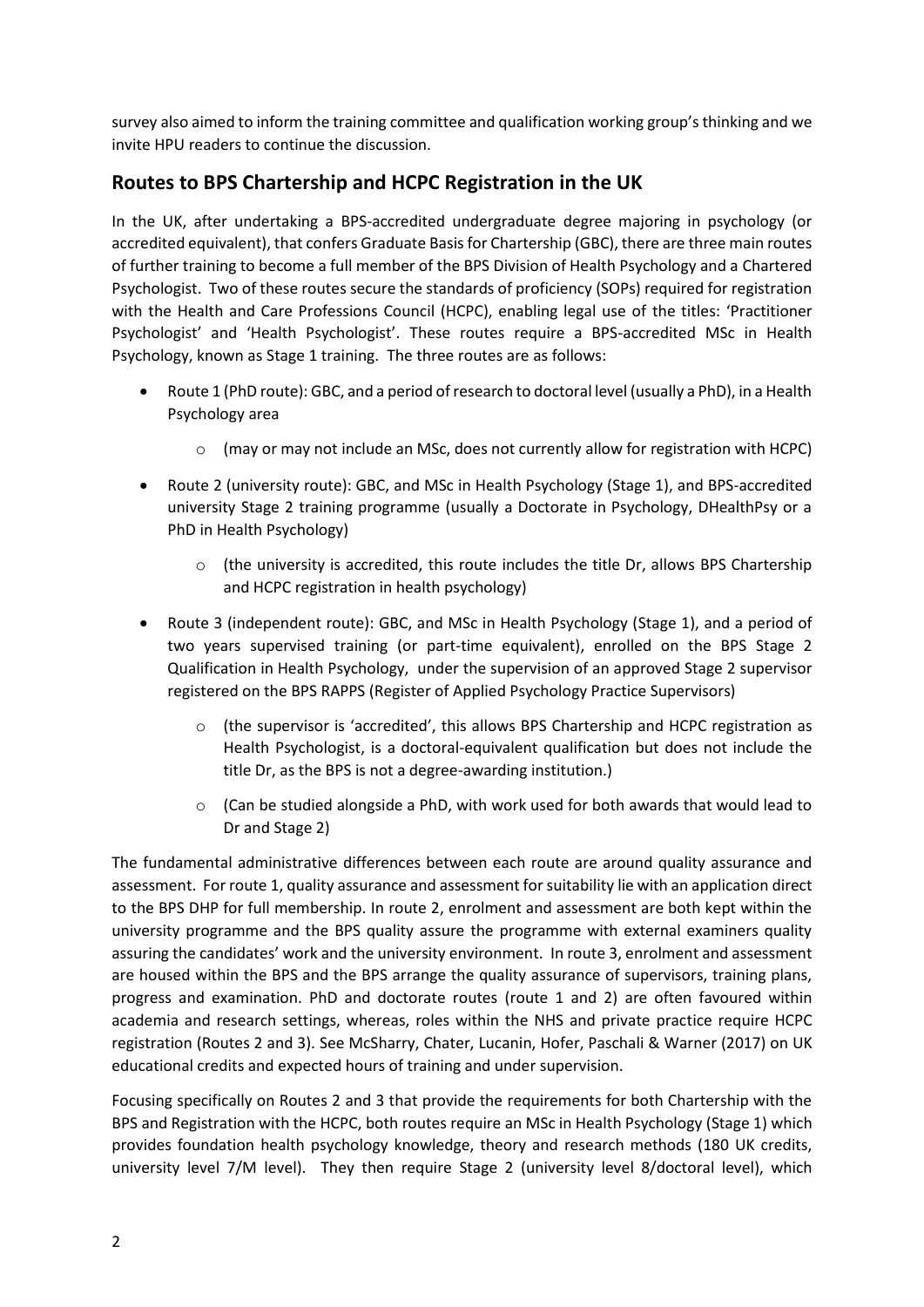survey also aimed to inform the training committee and qualification working group's thinking and we invite HPU readers to continue the discussion.

## Routes to BPS Chartership and HCPC Registration in the UK

In the UK, after undertaking a BPS-accredited undergraduate degree majoring in psychology (or accredited equivalent), that confers Graduate Basis for Chartership (GBC), there are three main routes of further training to become a full member of the BPS Division of Health Psychology and a Chartered Psychologist. Two of these routes secure the standards of proficiency (SOPs) required for registration with the Health and Care Professions Council (HCPC), enabling legal use of the titles: 'Practitioner Psychologist' and 'Health Psychologist'. These routes require a BPS-accredited MSc in Health Psychology, known as Stage 1 training. The three routes are as follows:

- Route 1 (PhD route): GBC, and a period of research to doctoral level (usually a PhD), in a Health Psychology area
  - (may or may not include an MSc, does not currently allow for registration with HCPC)
- Route 2 (university route): GBC, and MSc in Health Psychology (Stage 1), and BPS-accredited university Stage 2 training programme (usually a Doctorate in Psychology, DHealthPsy or a PhD in Health Psychology)
  - (the university is accredited, this route includes the title Dr, allows BPS Chartership and HCPC registration in health psychology)
- Route 3 (independent route): GBC, and MSc in Health Psychology (Stage 1), and a period of two years supervised training (or part-time equivalent), enrolled on the BPS Stage 2 Qualification in Health Psychology, under the supervision of an approved Stage 2 supervisor registered on the BPS RAPPS (Register of Applied Psychology Practice Supervisors)
  - (the supervisor is 'accredited', this allows BPS Chartership and HCPC registration as Health Psychologist, is a doctoral-equivalent qualification but does not include the title Dr, as the BPS is not a degree-awarding institution.)
  - (Can be studied alongside a PhD, with work used for both awards that would lead to Dr and Stage 2)

The fundamental administrative differences between each route are around quality assurance and assessment. For route 1, quality assurance and assessment for suitability lie with an application direct to the BPS DHP for full membership. In route 2, enrolment and assessment are both kept within the university programme and the BPS quality assure the programme with external examiners quality assuring the candidates' work and the university environment. In route 3, enrolment and assessment are housed within the BPS and the BPS arrange the quality assurance of supervisors, training plans, progress and examination. PhD and doctorate routes (route 1 and 2) are often favoured within academia and research settings, whereas, roles within the NHS and private practice require HCPC registration (Routes 2 and 3). See McSharry, Chater, Lucanin, Hofer, Paschali & Warner (2017) on UK educational credits and expected hours of training and under supervision.

Focusing specifically on Routes 2 and 3 that provide the requirements for both Chartership with the BPS and Registration with the HCPC, both routes require an MSc in Health Psychology (Stage 1) which provides foundation health psychology knowledge, theory and research methods (180 UK credits, university level 7/M level). They then require Stage 2 (university level 8/doctoral level), which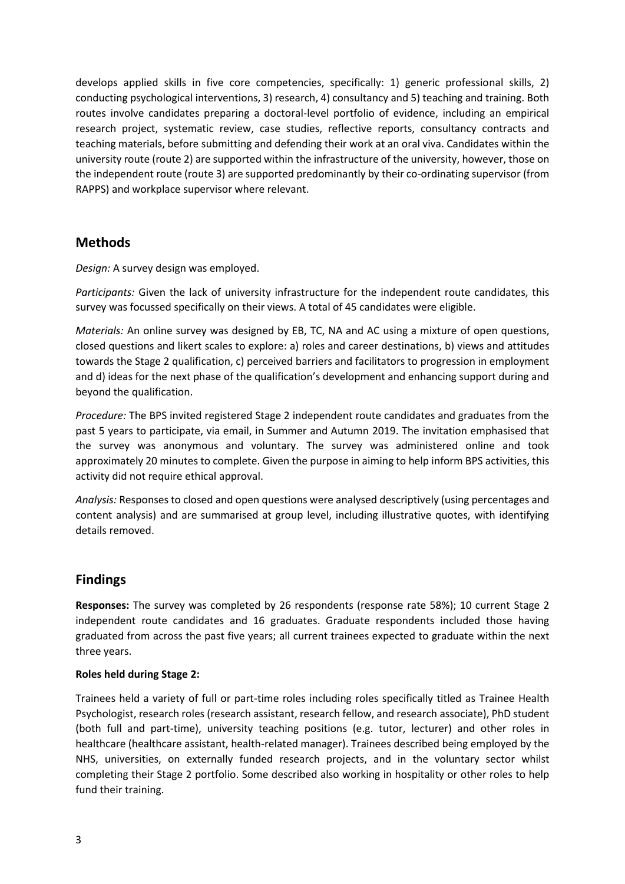develops applied skills in five core competencies, specifically: 1) generic professional skills, 2) conducting psychological interventions, 3) research, 4) consultancy and 5) teaching and training. Both routes involve candidates preparing a doctoral-level portfolio of evidence, including an empirical research project, systematic review, case studies, reflective reports, consultancy contracts and teaching materials, before submitting and defending their work at an oral viva. Candidates within the university route (route 2) are supported within the infrastructure of the university, however, those on the independent route (route 3) are supported predominantly by their co-ordinating supervisor (from RAPPS) and workplace supervisor where relevant.

## Methods

*Design:* A survey design was employed.

*Participants:* Given the lack of university infrastructure for the independent route candidates, this survey was focussed specifically on their views. A total of 45 candidates were eligible.

*Materials:* An online survey was designed by EB, TC, NA and AC using a mixture of open questions, closed questions and likert scales to explore: a) roles and career destinations, b) views and attitudes towards the Stage 2 qualification, c) perceived barriers and facilitators to progression in employment and d) ideas for the next phase of the qualification's development and enhancing support during and beyond the qualification.

*Procedure:* The BPS invited registered Stage 2 independent route candidates and graduates from the past 5 years to participate, via email, in Summer and Autumn 2019. The invitation emphasised that the survey was anonymous and voluntary. The survey was administered online and took approximately 20 minutes to complete. Given the purpose in aiming to help inform BPS activities, this activity did not require ethical approval.

*Analysis:* Responses to closed and open questions were analysed descriptively (using percentages and content analysis) and are summarised at group level, including illustrative quotes, with identifying details removed.

## Findings

**Responses:** The survey was completed by 26 respondents (response rate 58%); 10 current Stage 2 independent route candidates and 16 graduates. Graduate respondents included those having graduated from across the past five years; all current trainees expected to graduate within the next three years.

**Roles held during Stage 2:**

Trainees held a variety of full or part-time roles including roles specifically titled as Trainee Health Psychologist, research roles (research assistant, research fellow, and research associate), PhD student (both full and part-time), university teaching positions (e.g. tutor, lecturer) and other roles in healthcare (healthcare assistant, health-related manager). Trainees described being employed by the NHS, universities, on externally funded research projects, and in the voluntary sector whilst completing their Stage 2 portfolio. Some described also working in hospitality or other roles to help fund their training.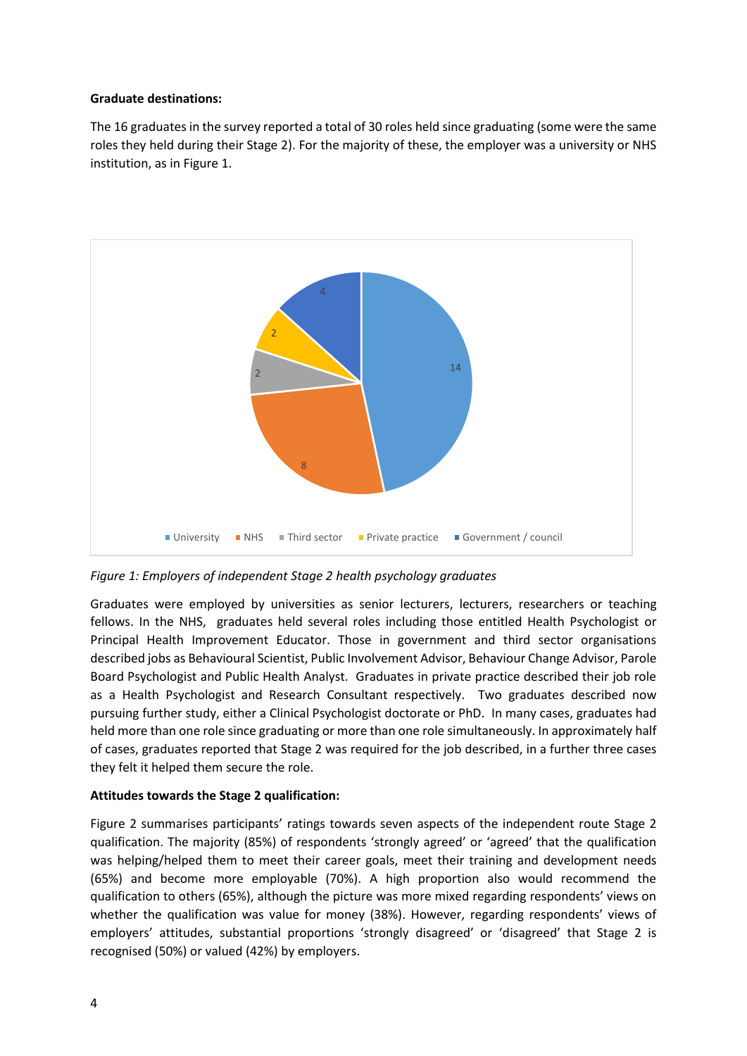**Graduate destinations:**

The 16 graduates in the survey reported a total of 30 roles held since graduating (some were the same roles they held during their Stage 2). For the majority of these, the employer was a university or NHS institution, as in Figure 1.

*Figure 1: Employers of independent Stage 2 health psychology graduates*

Graduates were employed by universities as senior lecturers, lecturers, researchers or teaching fellows. In the NHS, graduates held several roles including those entitled Health Psychologist or Principal Health Improvement Educator. Those in government and third sector organisations described jobs as Behavioural Scientist, Public Involvement Advisor, Behaviour Change Advisor, Parole Board Psychologist and Public Health Analyst. Graduates in private practice described their job role as a Health Psychologist and Research Consultant respectively. Two graduates described now pursuing further study, either a Clinical Psychologist doctorate or PhD. In many cases, graduates had held more than one role since graduating or more than one role simultaneously. In approximately half of cases, graduates reported that Stage 2 was required for the job described, in a further three cases they felt it helped them secure the role.

**Attitudes towards the Stage 2 qualification:**

Figure 2 summarises participants' ratings towards seven aspects of the independent route Stage 2 qualification. The majority (85%) of respondents 'strongly agreed' or 'agreed' that the qualification was helping/helped them to meet their career goals, meet their training and development needs (65%) and become more employable (70%). A high proportion also would recommend the qualification to others (65%), although the picture was more mixed regarding respondents' views on whether the qualification was value for money (38%). However, regarding respondents' views of employers' attitudes, substantial proportions 'strongly disagreed' or 'disagreed' that Stage 2 is recognised (50%) or valued (42%) by employers.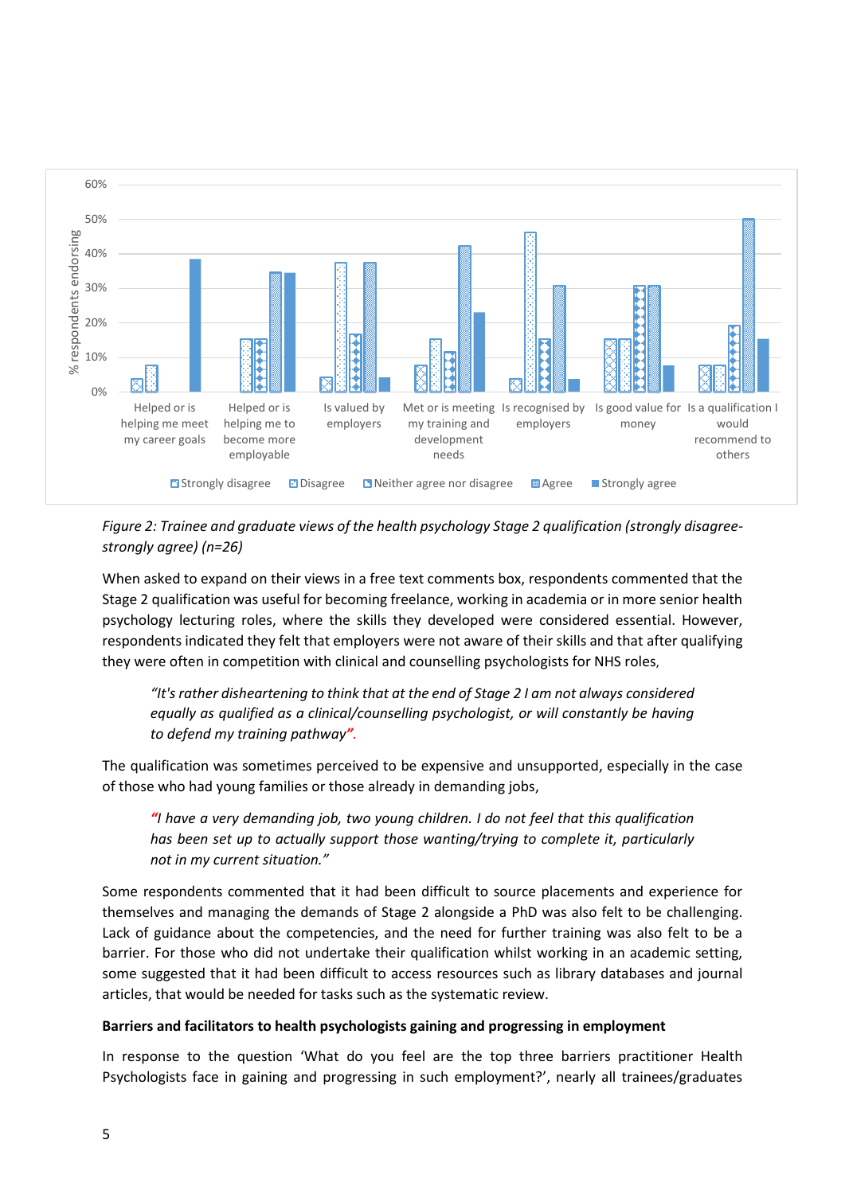*Figure 2: Trainee and graduate views of the health psychology Stage 2 qualification (strongly disagree-strongly agree) (n=26)*

When asked to expand on their views in a free text comments box, respondents commented that the Stage 2 qualification was useful for becoming freelance, working in academia or in more senior health psychology lecturing roles, where the skills they developed were considered essential. However, respondents indicated they felt that employers were not aware of their skills and that after qualifying they were often in competition with clinical and counselling psychologists for NHS roles,

> *"It's rather disheartening to think that at the end of Stage 2 I am not always considered equally as qualified as a clinical/counselling psychologist, or will constantly be having to defend my training pathway".*

The qualification was sometimes perceived to be expensive and unsupported, especially in the case of those who had young families or those already in demanding jobs,

> *"I have a very demanding job, two young children. I do not feel that this qualification has been set up to actually support those wanting/trying to complete it, particularly not in my current situation."*

Some respondents commented that it had been difficult to source placements and experience for themselves and managing the demands of Stage 2 alongside a PhD was also felt to be challenging. Lack of guidance about the competencies, and the need for further training was also felt to be a barrier. For those who did not undertake their qualification whilst working in an academic setting, some suggested that it had been difficult to access resources such as library databases and journal articles, that would be needed for tasks such as the systematic review.

**Barriers and facilitators to health psychologists gaining and progressing in employment**

In response to the question 'What do you feel are the top three barriers practitioner Health Psychologists face in gaining and progressing in such employment?', nearly all trainees/graduates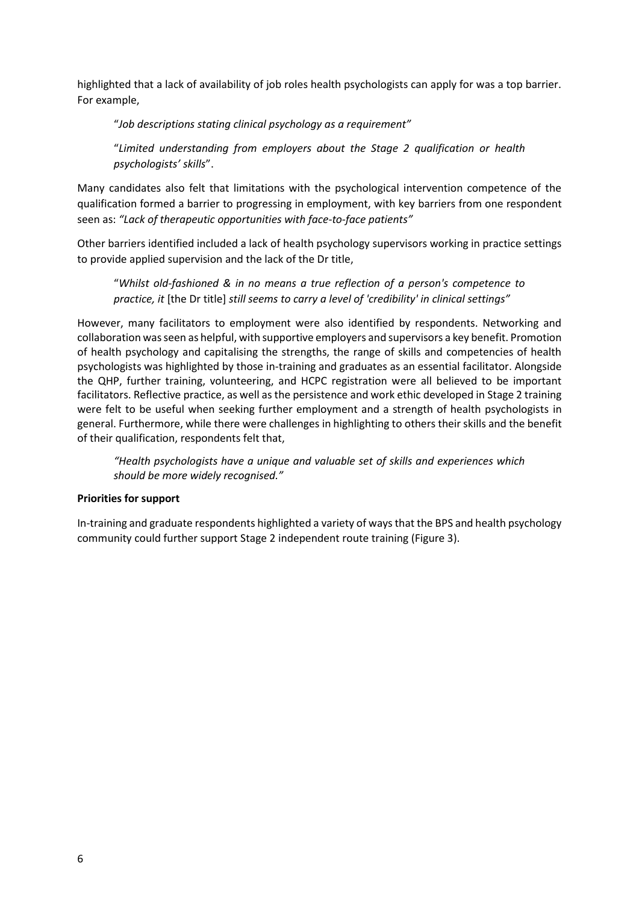highlighted that a lack of availability of job roles health psychologists can apply for was a top barrier. For example,

> "*Job descriptions stating clinical psychology as a requirement"*
>
> "*Limited understanding from employers about the Stage 2 qualification or health psychologists' skills*".

Many candidates also felt that limitations with the psychological intervention competence of the qualification formed a barrier to progressing in employment, with key barriers from one respondent seen as: *"Lack of therapeutic opportunities with face-to-face patients"*

Other barriers identified included a lack of health psychology supervisors working in practice settings to provide applied supervision and the lack of the Dr title,

> "*Whilst old-fashioned & in no means a true reflection of a person's competence to practice, it* [the Dr title] *still seems to carry a level of 'credibility' in clinical settings"*

However, many facilitators to employment were also identified by respondents. Networking and collaboration was seen as helpful, with supportive employers and supervisors a key benefit. Promotion of health psychology and capitalising the strengths, the range of skills and competencies of health psychologists was highlighted by those in-training and graduates as an essential facilitator. Alongside the QHP, further training, volunteering, and HCPC registration were all believed to be important facilitators. Reflective practice, as well as the persistence and work ethic developed in Stage 2 training were felt to be useful when seeking further employment and a strength of health psychologists in general. Furthermore, while there were challenges in highlighting to others their skills and the benefit of their qualification, respondents felt that,

> *"Health psychologists have a unique and valuable set of skills and experiences which should be more widely recognised."*

**Priorities for support**

In-training and graduate respondents highlighted a variety of ways that the BPS and health psychology community could further support Stage 2 independent route training (Figure 3).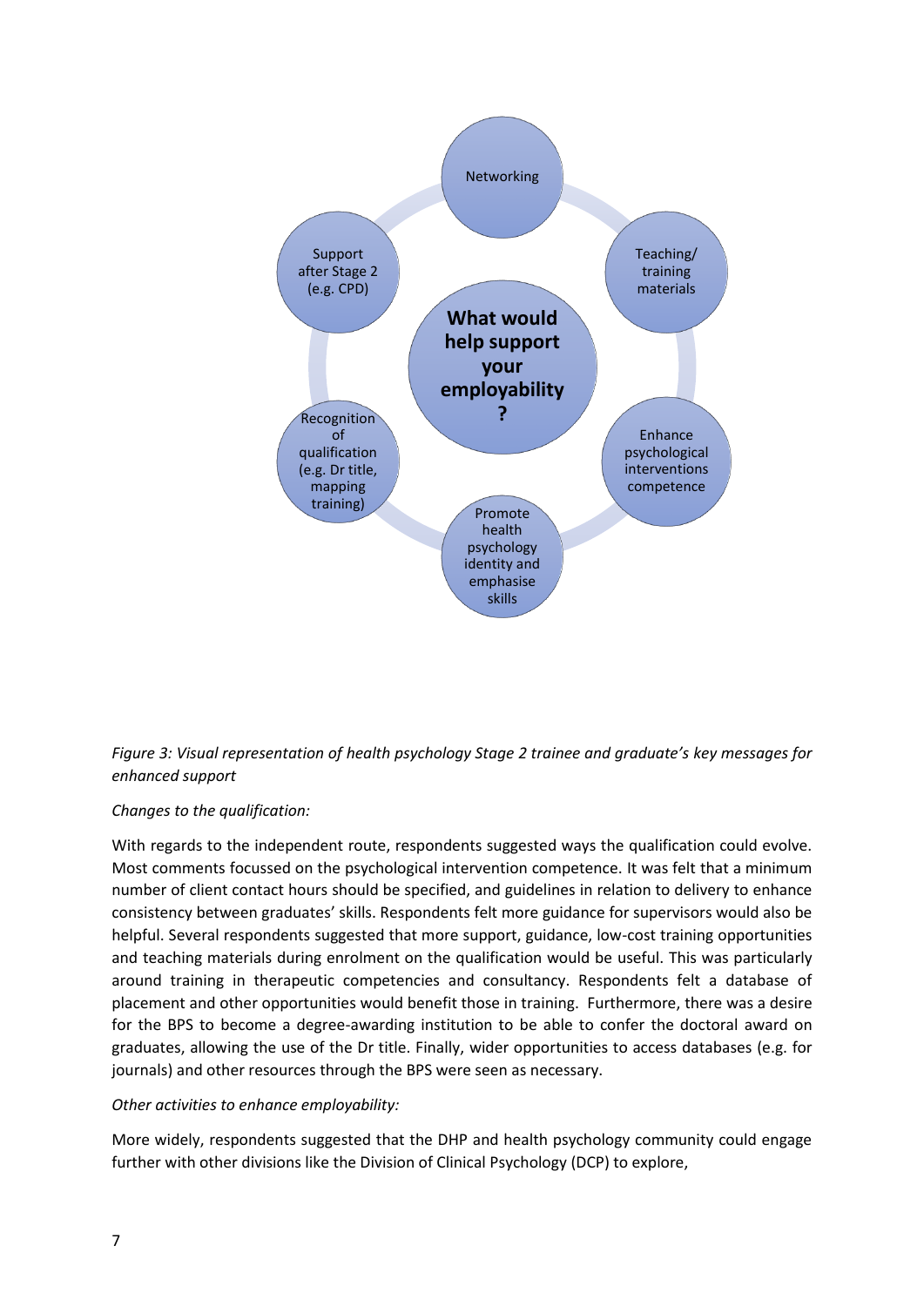What would help support your employability?

- Networking
- Teaching/ training materials
- Enhance psychological interventions competence
- Promote health psychology identity and emphasise skills
- Recognition of qualification (e.g. Dr title, mapping training)
- Support after Stage 2 (e.g. CPD)

*Figure 3: Visual representation of health psychology Stage 2 trainee and graduate's key messages for enhanced support*

*Changes to the qualification:*

With regards to the independent route, respondents suggested ways the qualification could evolve. Most comments focussed on the psychological intervention competence. It was felt that a minimum number of client contact hours should be specified, and guidelines in relation to delivery to enhance consistency between graduates' skills. Respondents felt more guidance for supervisors would also be helpful. Several respondents suggested that more support, guidance, low-cost training opportunities and teaching materials during enrolment on the qualification would be useful. This was particularly around training in therapeutic competencies and consultancy. Respondents felt a database of placement and other opportunities would benefit those in training. Furthermore, there was a desire for the BPS to become a degree-awarding institution to be able to confer the doctoral award on graduates, allowing the use of the Dr title. Finally, wider opportunities to access databases (e.g. for journals) and other resources through the BPS were seen as necessary.

*Other activities to enhance employability:*

More widely, respondents suggested that the DHP and health psychology community could engage further with other divisions like the Division of Clinical Psychology (DCP) to explore,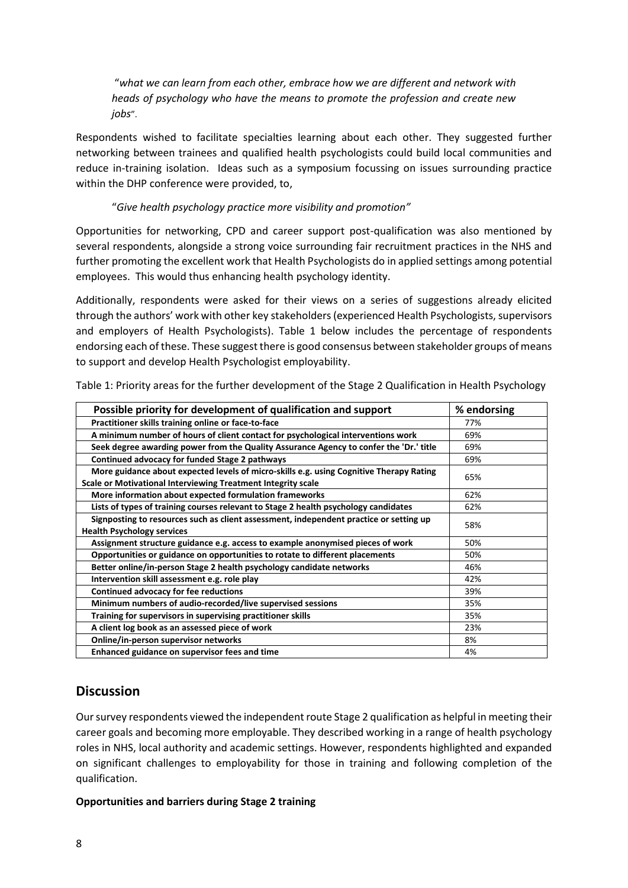"*what we can learn from each other, embrace how we are different and network with heads of psychology who have the means to promote the profession and create new jobs*".

Respondents wished to facilitate specialties learning about each other. They suggested further networking between trainees and qualified health psychologists could build local communities and reduce in-training isolation. Ideas such as a symposium focussing on issues surrounding practice within the DHP conference were provided, to,

"*Give health psychology practice more visibility and promotion"*

Opportunities for networking, CPD and career support post-qualification was also mentioned by several respondents, alongside a strong voice surrounding fair recruitment practices in the NHS and further promoting the excellent work that Health Psychologists do in applied settings among potential employees. This would thus enhancing health psychology identity.

Additionally, respondents were asked for their views on a series of suggestions already elicited through the authors' work with other key stakeholders (experienced Health Psychologists, supervisors and employers of Health Psychologists). Table 1 below includes the percentage of respondents endorsing each of these. These suggest there is good consensus between stakeholder groups of means to support and develop Health Psychologist employability.

Table 1: Priority areas for the further development of the Stage 2 Qualification in Health Psychology

| Possible priority for development of qualification and support | % endorsing |
|---|---|
| **Practitioner skills training online or face-to-face** | 77% |
| **A minimum number of hours of client contact for psychological interventions work** | 69% |
| **Seek degree awarding power from the Quality Assurance Agency to confer the 'Dr.' title** | 69% |
| **Continued advocacy for funded Stage 2 pathways** | 69% |
| **More guidance about expected levels of micro-skills e.g. using Cognitive Therapy Rating Scale or Motivational Interviewing Treatment Integrity scale** | 65% |
| **More information about expected formulation frameworks** | 62% |
| **Lists of types of training courses relevant to Stage 2 health psychology candidates** | 62% |
| **Signposting to resources such as client assessment, independent practice or setting up Health Psychology services** | 58% |
| **Assignment structure guidance e.g. access to example anonymised pieces of work** | 50% |
| **Opportunities or guidance on opportunities to rotate to different placements** | 50% |
| **Better online/in-person Stage 2 health psychology candidate networks** | 46% |
| **Intervention skill assessment e.g. role play** | 42% |
| **Continued advocacy for fee reductions** | 39% |
| **Minimum numbers of audio-recorded/live supervised sessions** | 35% |
| **Training for supervisors in supervising practitioner skills** | 35% |
| **A client log book as an assessed piece of work** | 23% |
| **Online/in-person supervisor networks** | 8% |
| **Enhanced guidance on supervisor fees and time** | 4% |

## Discussion

Our survey respondents viewed the independent route Stage 2 qualification as helpful in meeting their career goals and becoming more employable. They described working in a range of health psychology roles in NHS, local authority and academic settings. However, respondents highlighted and expanded on significant challenges to employability for those in training and following completion of the qualification.

**Opportunities and barriers during Stage 2 training**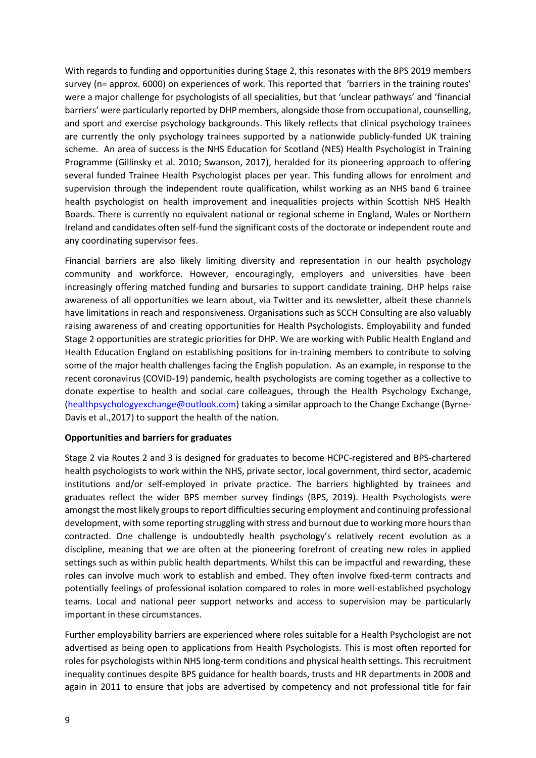With regards to funding and opportunities during Stage 2, this resonates with the BPS 2019 members survey (n= approx. 6000) on experiences of work. This reported that 'barriers in the training routes' were a major challenge for psychologists of all specialities, but that 'unclear pathways' and 'financial barriers' were particularly reported by DHP members, alongside those from occupational, counselling, and sport and exercise psychology backgrounds. This likely reflects that clinical psychology trainees are currently the only psychology trainees supported by a nationwide publicly-funded UK training scheme. An area of success is the NHS Education for Scotland (NES) Health Psychologist in Training Programme (Gillinsky et al. 2010; Swanson, 2017), heralded for its pioneering approach to offering several funded Trainee Health Psychologist places per year. This funding allows for enrolment and supervision through the independent route qualification, whilst working as an NHS band 6 trainee health psychologist on health improvement and inequalities projects within Scottish NHS Health Boards. There is currently no equivalent national or regional scheme in England, Wales or Northern Ireland and candidates often self-fund the significant costs of the doctorate or independent route and any coordinating supervisor fees.

Financial barriers are also likely limiting diversity and representation in our health psychology community and workforce. However, encouragingly, employers and universities have been increasingly offering matched funding and bursaries to support candidate training. DHP helps raise awareness of all opportunities we learn about, via Twitter and its newsletter, albeit these channels have limitations in reach and responsiveness. Organisations such as SCCH Consulting are also valuably raising awareness of and creating opportunities for Health Psychologists. Employability and funded Stage 2 opportunities are strategic priorities for DHP. We are working with Public Health England and Health Education England on establishing positions for in-training members to contribute to solving some of the major health challenges facing the English population. As an example, in response to the recent coronavirus (COVID-19) pandemic, health psychologists are coming together as a collective to donate expertise to health and social care colleagues, through the Health Psychology Exchange, (healthpsychologyexchange@outlook.com) taking a similar approach to the Change Exchange (Byrne-Davis et al.,2017) to support the health of the nation.

**Opportunities and barriers for graduates**

Stage 2 via Routes 2 and 3 is designed for graduates to become HCPC-registered and BPS-chartered health psychologists to work within the NHS, private sector, local government, third sector, academic institutions and/or self-employed in private practice. The barriers highlighted by trainees and graduates reflect the wider BPS member survey findings (BPS, 2019). Health Psychologists were amongst the most likely groups to report difficulties securing employment and continuing professional development, with some reporting struggling with stress and burnout due to working more hours than contracted. One challenge is undoubtedly health psychology's relatively recent evolution as a discipline, meaning that we are often at the pioneering forefront of creating new roles in applied settings such as within public health departments. Whilst this can be impactful and rewarding, these roles can involve much work to establish and embed. They often involve fixed-term contracts and potentially feelings of professional isolation compared to roles in more well-established psychology teams. Local and national peer support networks and access to supervision may be particularly important in these circumstances.

Further employability barriers are experienced where roles suitable for a Health Psychologist are not advertised as being open to applications from Health Psychologists. This is most often reported for roles for psychologists within NHS long-term conditions and physical health settings. This recruitment inequality continues despite BPS guidance for health boards, trusts and HR departments in 2008 and again in 2011 to ensure that jobs are advertised by competency and not professional title for fair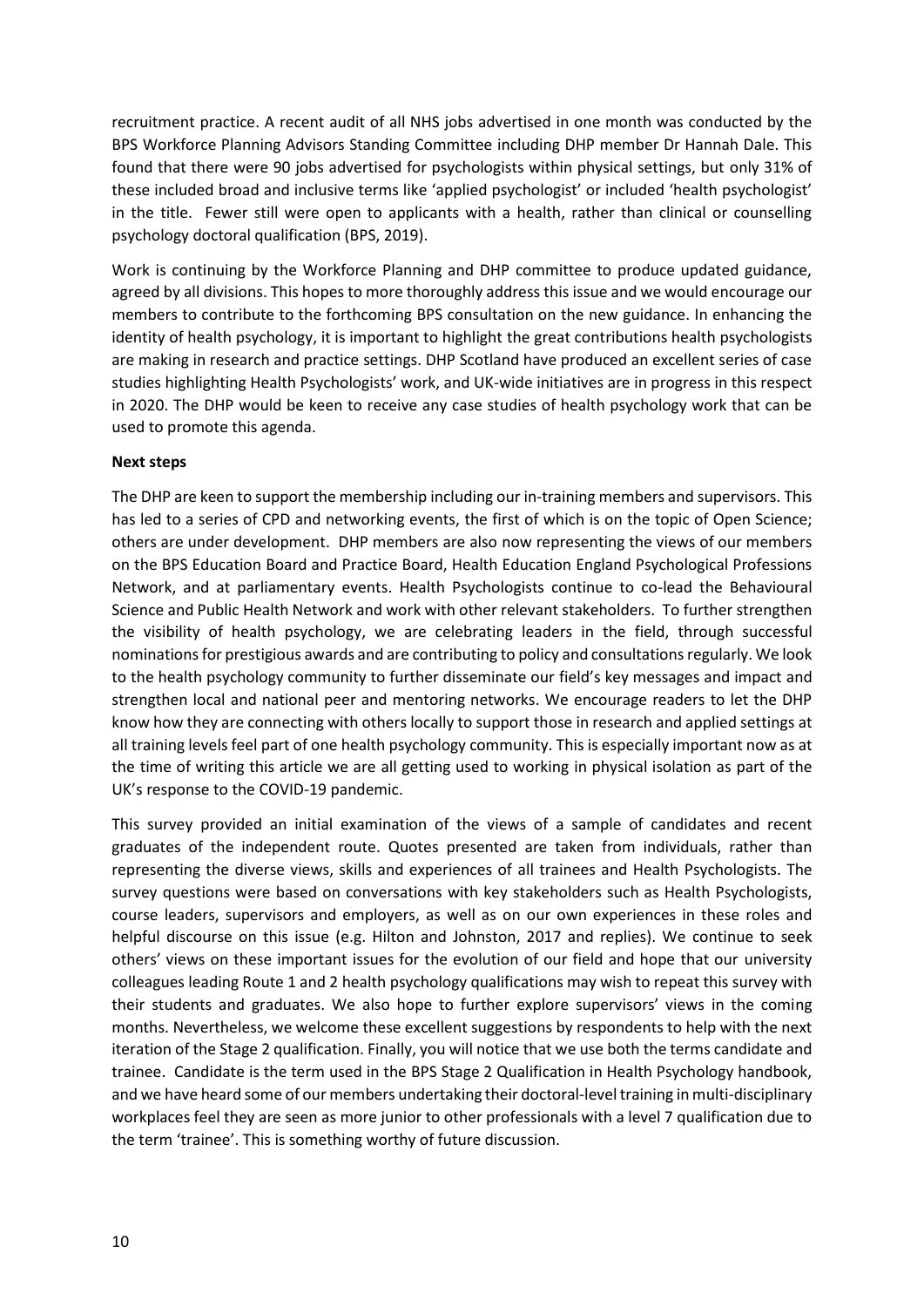recruitment practice. A recent audit of all NHS jobs advertised in one month was conducted by the BPS Workforce Planning Advisors Standing Committee including DHP member Dr Hannah Dale. This found that there were 90 jobs advertised for psychologists within physical settings, but only 31% of these included broad and inclusive terms like 'applied psychologist' or included 'health psychologist' in the title. Fewer still were open to applicants with a health, rather than clinical or counselling psychology doctoral qualification (BPS, 2019).

Work is continuing by the Workforce Planning and DHP committee to produce updated guidance, agreed by all divisions. This hopes to more thoroughly address this issue and we would encourage our members to contribute to the forthcoming BPS consultation on the new guidance. In enhancing the identity of health psychology, it is important to highlight the great contributions health psychologists are making in research and practice settings. DHP Scotland have produced an excellent series of case studies highlighting Health Psychologists' work, and UK-wide initiatives are in progress in this respect in 2020. The DHP would be keen to receive any case studies of health psychology work that can be used to promote this agenda.

**Next steps**

The DHP are keen to support the membership including our in-training members and supervisors. This has led to a series of CPD and networking events, the first of which is on the topic of Open Science; others are under development. DHP members are also now representing the views of our members on the BPS Education Board and Practice Board, Health Education England Psychological Professions Network, and at parliamentary events. Health Psychologists continue to co-lead the Behavioural Science and Public Health Network and work with other relevant stakeholders. To further strengthen the visibility of health psychology, we are celebrating leaders in the field, through successful nominations for prestigious awards and are contributing to policy and consultations regularly. We look to the health psychology community to further disseminate our field's key messages and impact and strengthen local and national peer and mentoring networks. We encourage readers to let the DHP know how they are connecting with others locally to support those in research and applied settings at all training levels feel part of one health psychology community. This is especially important now as at the time of writing this article we are all getting used to working in physical isolation as part of the UK's response to the COVID-19 pandemic.

This survey provided an initial examination of the views of a sample of candidates and recent graduates of the independent route. Quotes presented are taken from individuals, rather than representing the diverse views, skills and experiences of all trainees and Health Psychologists. The survey questions were based on conversations with key stakeholders such as Health Psychologists, course leaders, supervisors and employers, as well as on our own experiences in these roles and helpful discourse on this issue (e.g. Hilton and Johnston, 2017 and replies). We continue to seek others' views on these important issues for the evolution of our field and hope that our university colleagues leading Route 1 and 2 health psychology qualifications may wish to repeat this survey with their students and graduates. We also hope to further explore supervisors' views in the coming months. Nevertheless, we welcome these excellent suggestions by respondents to help with the next iteration of the Stage 2 qualification. Finally, you will notice that we use both the terms candidate and trainee. Candidate is the term used in the BPS Stage 2 Qualification in Health Psychology handbook, and we have heard some of our members undertaking their doctoral-level training in multi-disciplinary workplaces feel they are seen as more junior to other professionals with a level 7 qualification due to the term 'trainee'. This is something worthy of future discussion.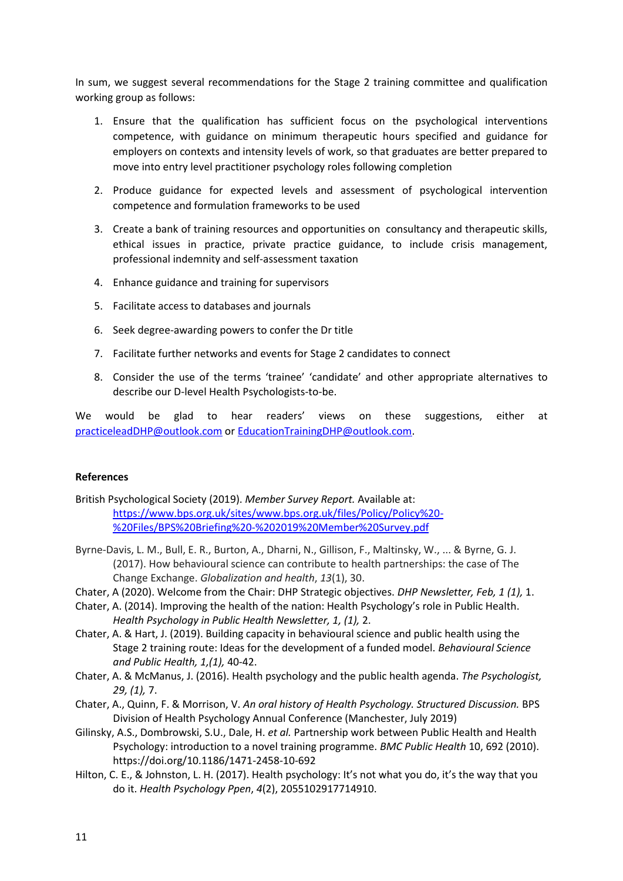In sum, we suggest several recommendations for the Stage 2 training committee and qualification working group as follows:

1. Ensure that the qualification has sufficient focus on the psychological interventions competence, with guidance on minimum therapeutic hours specified and guidance for employers on contexts and intensity levels of work, so that graduates are better prepared to move into entry level practitioner psychology roles following completion

2. Produce guidance for expected levels and assessment of psychological intervention competence and formulation frameworks to be used

3. Create a bank of training resources and opportunities on consultancy and therapeutic skills, ethical issues in practice, private practice guidance, to include crisis management, professional indemnity and self-assessment taxation

4. Enhance guidance and training for supervisors

5. Facilitate access to databases and journals

6. Seek degree-awarding powers to confer the Dr title

7. Facilitate further networks and events for Stage 2 candidates to connect

8. Consider the use of the terms 'trainee' 'candidate' and other appropriate alternatives to describe our D-level Health Psychologists-to-be.

We would be glad to hear readers' views on these suggestions, either at practiceleadDHP@outlook.com or EducationTrainingDHP@outlook.com.

**References**

British Psychological Society (2019). *Member Survey Report.* Available at: https://www.bps.org.uk/sites/www.bps.org.uk/files/Policy/Policy%20-%20Files/BPS%20Briefing%20-%202019%20Member%20Survey.pdf

Byrne-Davis, L. M., Bull, E. R., Burton, A., Dharni, N., Gillison, F., Maltinsky, W., ... & Byrne, G. J. (2017). How behavioural science can contribute to health partnerships: the case of The Change Exchange. *Globalization and health*, *13*(1), 30.

Chater, A (2020). Welcome from the Chair: DHP Strategic objectives. *DHP Newsletter, Feb, 1 (1),* 1.

Chater, A. (2014). Improving the health of the nation: Health Psychology's role in Public Health. *Health Psychology in Public Health Newsletter, 1, (1),* 2.

Chater, A. & Hart, J. (2019). Building capacity in behavioural science and public health using the Stage 2 training route: Ideas for the development of a funded model. *Behavioural Science and Public Health, 1,(1),* 40-42.

Chater, A. & McManus, J. (2016). Health psychology and the public health agenda. *The Psychologist, 29, (1),* 7.

Chater, A., Quinn, F. & Morrison, V. *An oral history of Health Psychology. Structured Discussion.* BPS Division of Health Psychology Annual Conference (Manchester, July 2019)

Gilinsky, A.S., Dombrowski, S.U., Dale, H. *et al.* Partnership work between Public Health and Health Psychology: introduction to a novel training programme. *BMC Public Health* 10, 692 (2010). https://doi.org/10.1186/1471-2458-10-692

Hilton, C. E., & Johnston, L. H. (2017). Health psychology: It's not what you do, it's the way that you do it. *Health Psychology Ppen*, *4*(2), 2055102917714910.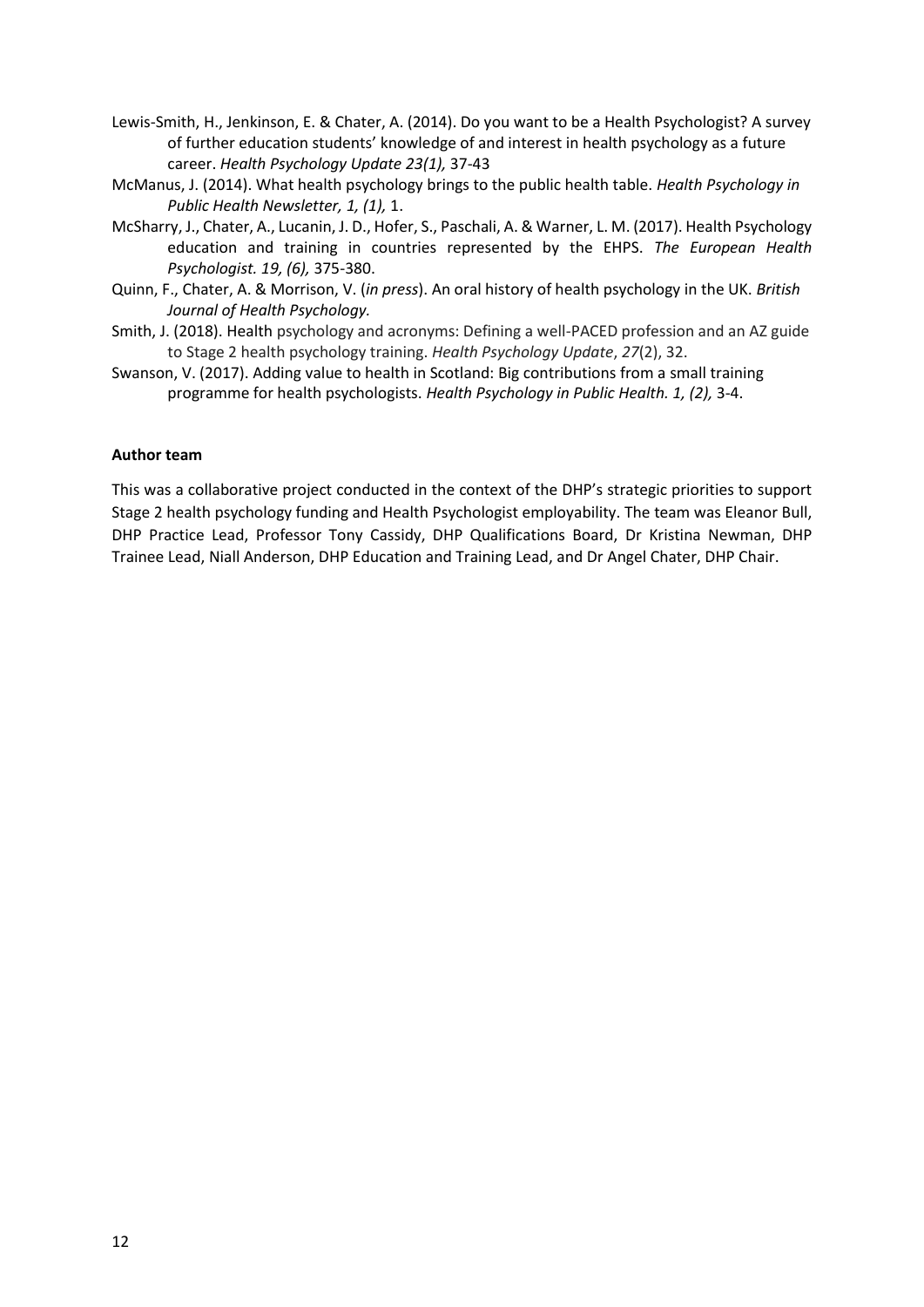Lewis-Smith, H., Jenkinson, E. & Chater, A. (2014). Do you want to be a Health Psychologist? A survey of further education students' knowledge of and interest in health psychology as a future career. *Health Psychology Update 23(1),* 37-43

McManus, J. (2014). What health psychology brings to the public health table. *Health Psychology in Public Health Newsletter, 1, (1),* 1.

McSharry, J., Chater, A., Lucanin, J. D., Hofer, S., Paschali, A. & Warner, L. M. (2017). Health Psychology education and training in countries represented by the EHPS. *The European Health Psychologist. 19, (6),* 375-380.

Quinn, F., Chater, A. & Morrison, V. (*in press*). An oral history of health psychology in the UK. *British Journal of Health Psychology.*

Smith, J. (2018). Health psychology and acronyms: Defining a well-PACED profession and an AZ guide to Stage 2 health psychology training. *Health Psychology Update*, *27*(2), 32.

Swanson, V. (2017). Adding value to health in Scotland: Big contributions from a small training programme for health psychologists. *Health Psychology in Public Health. 1, (2),* 3-4.

**Author team**

This was a collaborative project conducted in the context of the DHP's strategic priorities to support Stage 2 health psychology funding and Health Psychologist employability. The team was Eleanor Bull, DHP Practice Lead, Professor Tony Cassidy, DHP Qualifications Board, Dr Kristina Newman, DHP Trainee Lead, Niall Anderson, DHP Education and Training Lead, and Dr Angel Chater, DHP Chair.